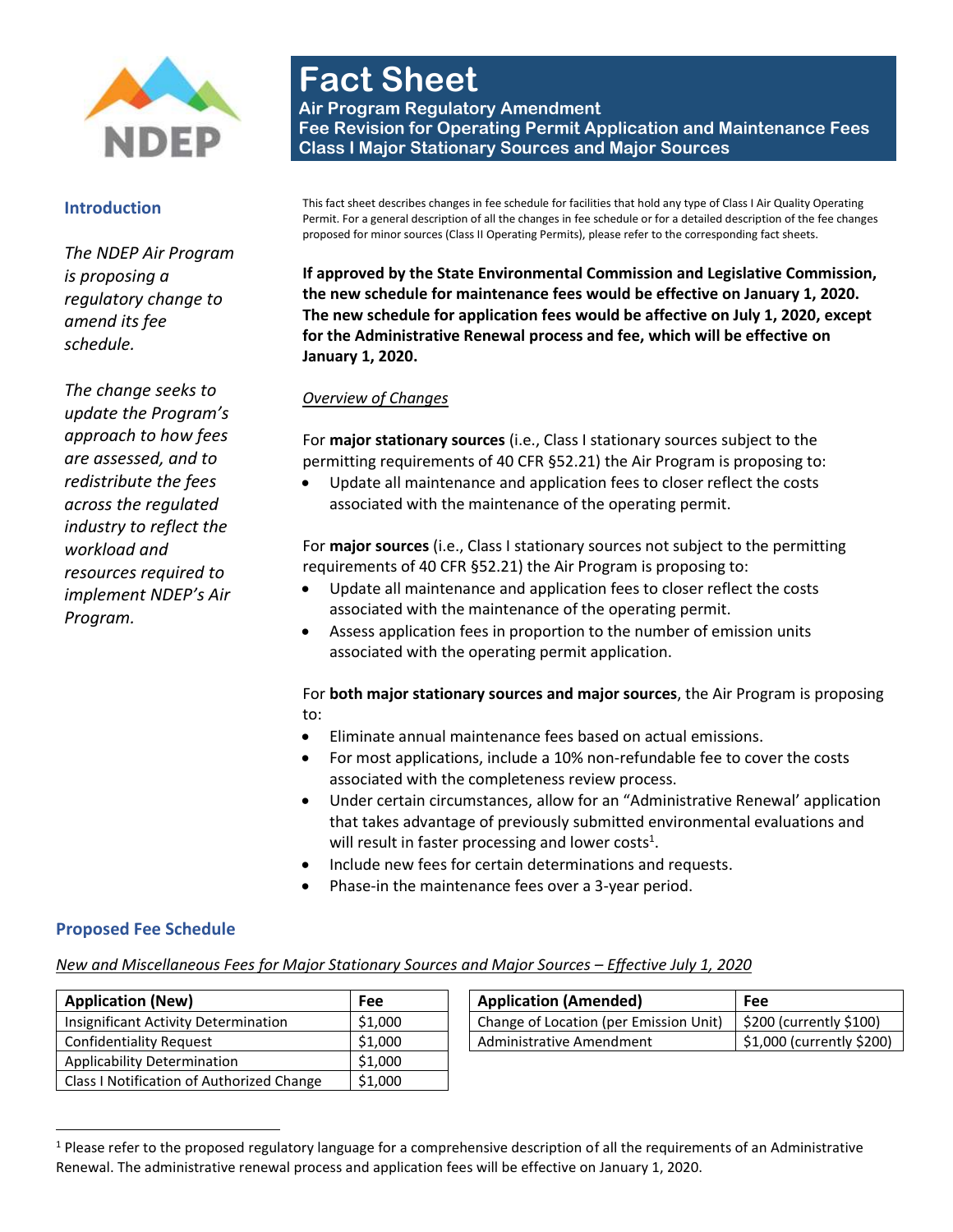# Fact Sheet

**Air Program Regulatory Amendment**
**Fee Revision for Operating Permit Application and Maintenance Fees**
**Class I Major Stationary Sources and Major Sources**

## Introduction

*The NDEP Air Program is proposing a regulatory change to amend its fee schedule.*

*The change seeks to update the Program's approach to how fees are assessed, and to redistribute the fees across the regulated industry to reflect the workload and resources required to implement NDEP's Air Program.*

This fact sheet describes changes in fee schedule for facilities that hold any type of Class I Air Quality Operating Permit. For a general description of all the changes in fee schedule or for a detailed description of the fee changes proposed for minor sources (Class II Operating Permits), please refer to the corresponding fact sheets.

**If approved by the State Environmental Commission and Legislative Commission, the new schedule for maintenance fees would be effective on January 1, 2020. The new schedule for application fees would be affective on July 1, 2020, except for the Administrative Renewal process and fee, which will be effective on January 1, 2020.**

*Overview of Changes*

For **major stationary sources** (i.e., Class I stationary sources subject to the permitting requirements of 40 CFR §52.21) the Air Program is proposing to:

- Update all maintenance and application fees to closer reflect the costs associated with the maintenance of the operating permit.

For **major sources** (i.e., Class I stationary sources not subject to the permitting requirements of 40 CFR §52.21) the Air Program is proposing to:

- Update all maintenance and application fees to closer reflect the costs associated with the maintenance of the operating permit.
- Assess application fees in proportion to the number of emission units associated with the operating permit application.

For **both major stationary sources and major sources**, the Air Program is proposing to:

- Eliminate annual maintenance fees based on actual emissions.
- For most applications, include a 10% non-refundable fee to cover the costs associated with the completeness review process.
- Under certain circumstances, allow for an "Administrative Renewal' application that takes advantage of previously submitted environmental evaluations and will result in faster processing and lower costs[1].
- Include new fees for certain determinations and requests.
- Phase-in the maintenance fees over a 3-year period.

## Proposed Fee Schedule

*New and Miscellaneous Fees for Major Stationary Sources and Major Sources – Effective July 1, 2020*

| Application (New) | Fee |
|---|---|
| Insignificant Activity Determination | $1,000 |
| Confidentiality Request | $1,000 |
| Applicability Determination | $1,000 |
| Class I Notification of Authorized Change | $1,000 |

| Application (Amended) | Fee |
|---|---|
| Change of Location (per Emission Unit) | $200 (currently $100) |
| Administrative Amendment | $1,000 (currently $200) |

[1] Please refer to the proposed regulatory language for a comprehensive description of all the requirements of an Administrative Renewal. The administrative renewal process and application fees will be effective on January 1, 2020.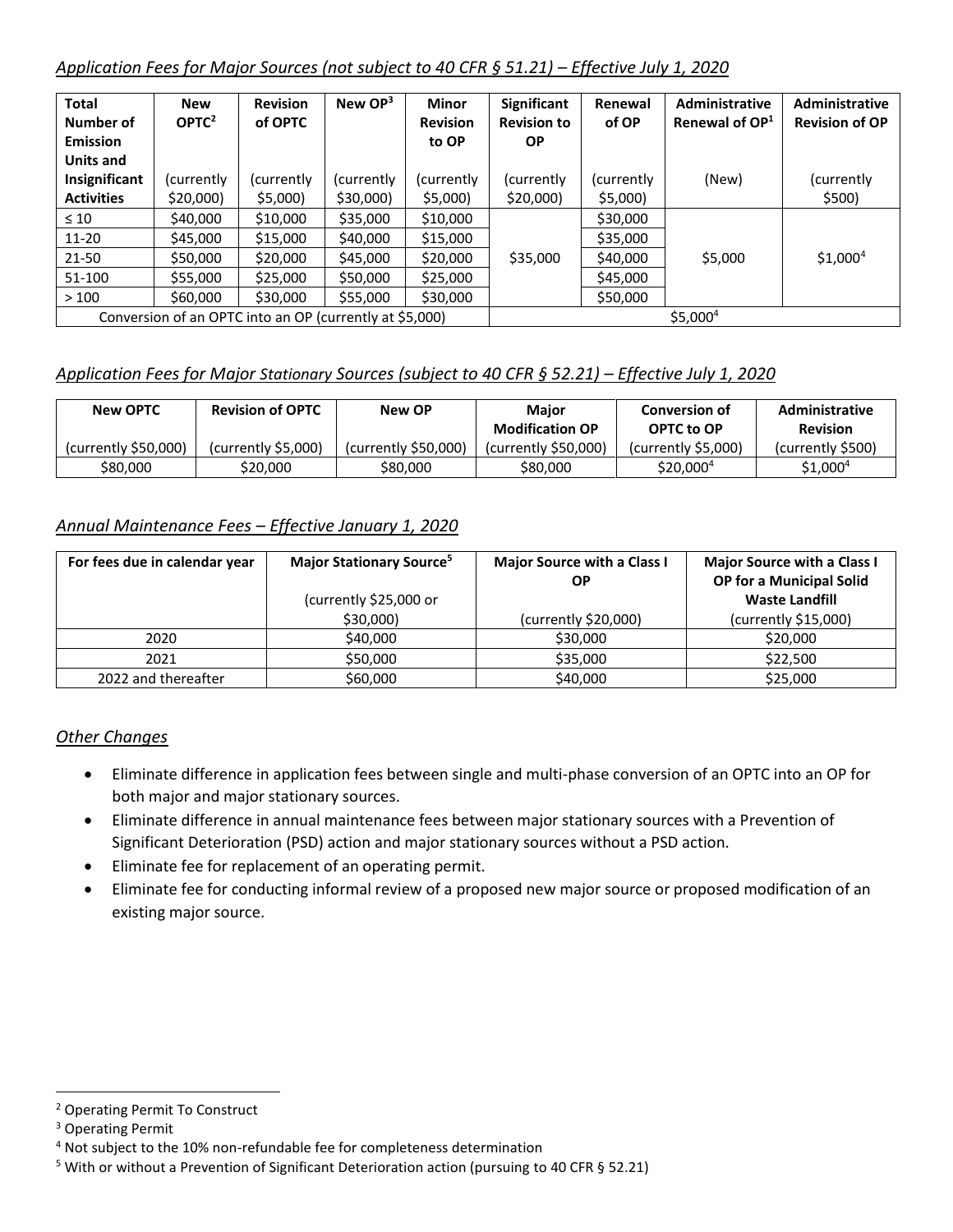*Application Fees for Major Sources (not subject to 40 CFR § 51.21) – Effective July 1, 2020*

| Total Number of Emission Units and Insignificant Activities | New OPTC[2] (currently $20,000) | Revision of OPTC (currently $5,000) | New OP[3] (currently $30,000) | Minor Revision to OP (currently $5,000) | Significant Revision to OP (currently $20,000) | Renewal of OP (currently $5,000) | Administrative Renewal of OP[1] (New) | Administrative Revision of OP (currently $500) |
|---|---|---|---|---|---|---|---|---|
| ≤ 10 | $40,000 | $10,000 | $35,000 | $10,000 | | $30,000 | | |
| 11-20 | $45,000 | $15,000 | $40,000 | $15,000 | | $35,000 | | |
| 21-50 | $50,000 | $20,000 | $45,000 | $20,000 | $35,000 | $40,000 | $5,000 | $1,000[4] |
| 51-100 | $55,000 | $25,000 | $50,000 | $25,000 | | $45,000 | | |
| > 100 | $60,000 | $30,000 | $55,000 | $30,000 | | $50,000 | | |
| Conversion of an OPTC into an OP (currently at $5,000) | | | | | $5,000[4] | | | |

*Application Fees for Major Stationary Sources (subject to 40 CFR § 52.21) – Effective July 1, 2020*

| New OPTC | Revision of OPTC | New OP | Major Modification OP | Conversion of OPTC to OP | Administrative Revision |
|---|---|---|---|---|---|
| (currently $50,000) | (currently $5,000) | (currently $50,000) | (currently $50,000) | (currently $5,000) | (currently $500) |
| $80,000 | $20,000 | $80,000 | $80,000 | $20,000[4] | $1,000[4] |

*Annual Maintenance Fees – Effective January 1, 2020*

| For fees due in calendar year | Major Stationary Source[5] (currently $25,000 or $30,000) | Major Source with a Class I OP (currently $20,000) | Major Source with a Class I OP for a Municipal Solid Waste Landfill (currently $15,000) |
|---|---|---|---|
| 2020 | $40,000 | $30,000 | $20,000 |
| 2021 | $50,000 | $35,000 | $22,500 |
| 2022 and thereafter | $60,000 | $40,000 | $25,000 |

*Other Changes*

- Eliminate difference in application fees between single and multi-phase conversion of an OPTC into an OP for both major and major stationary sources.
- Eliminate difference in annual maintenance fees between major stationary sources with a Prevention of Significant Deterioration (PSD) action and major stationary sources without a PSD action.
- Eliminate fee for replacement of an operating permit.
- Eliminate fee for conducting informal review of a proposed new major source or proposed modification of an existing major source.

[2] Operating Permit To Construct

[3] Operating Permit

[4] Not subject to the 10% non-refundable fee for completeness determination

[5] With or without a Prevention of Significant Deterioration action (pursuing to 40 CFR § 52.21)